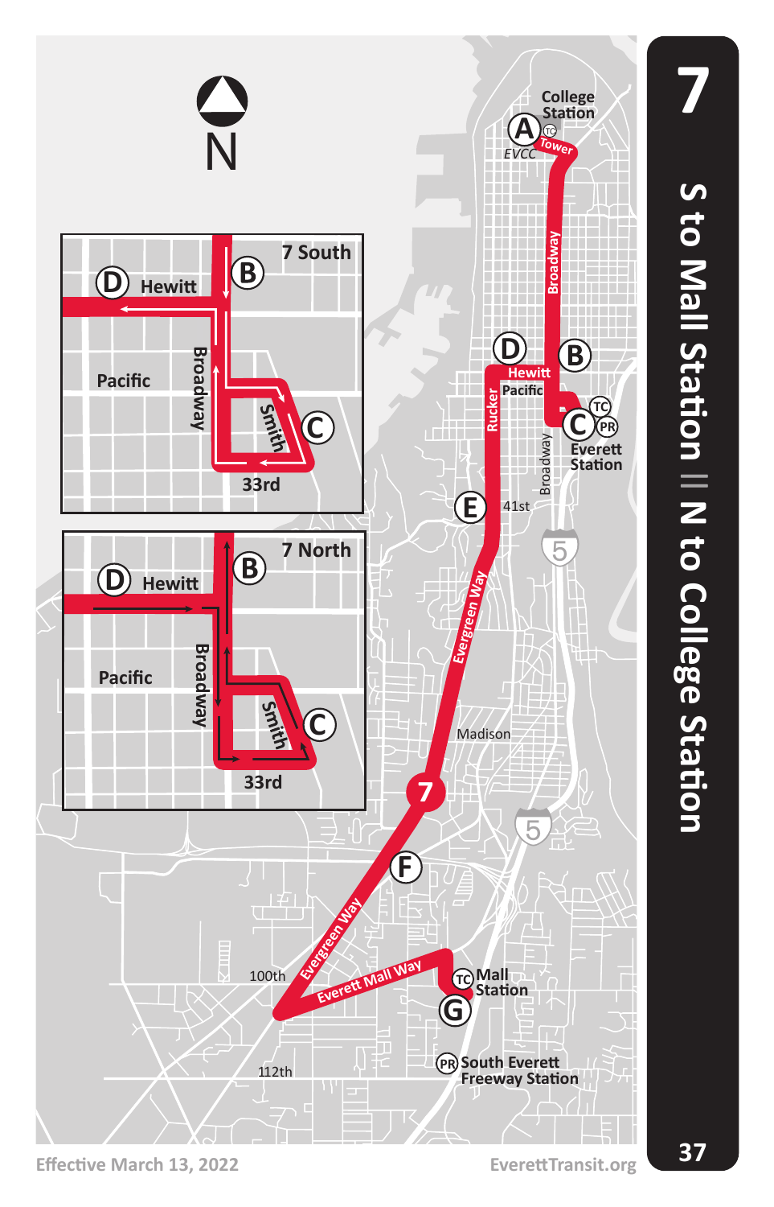# 7

## S to Mall Station || N to College Station

Effective March 13, 2022

EverettTransit.org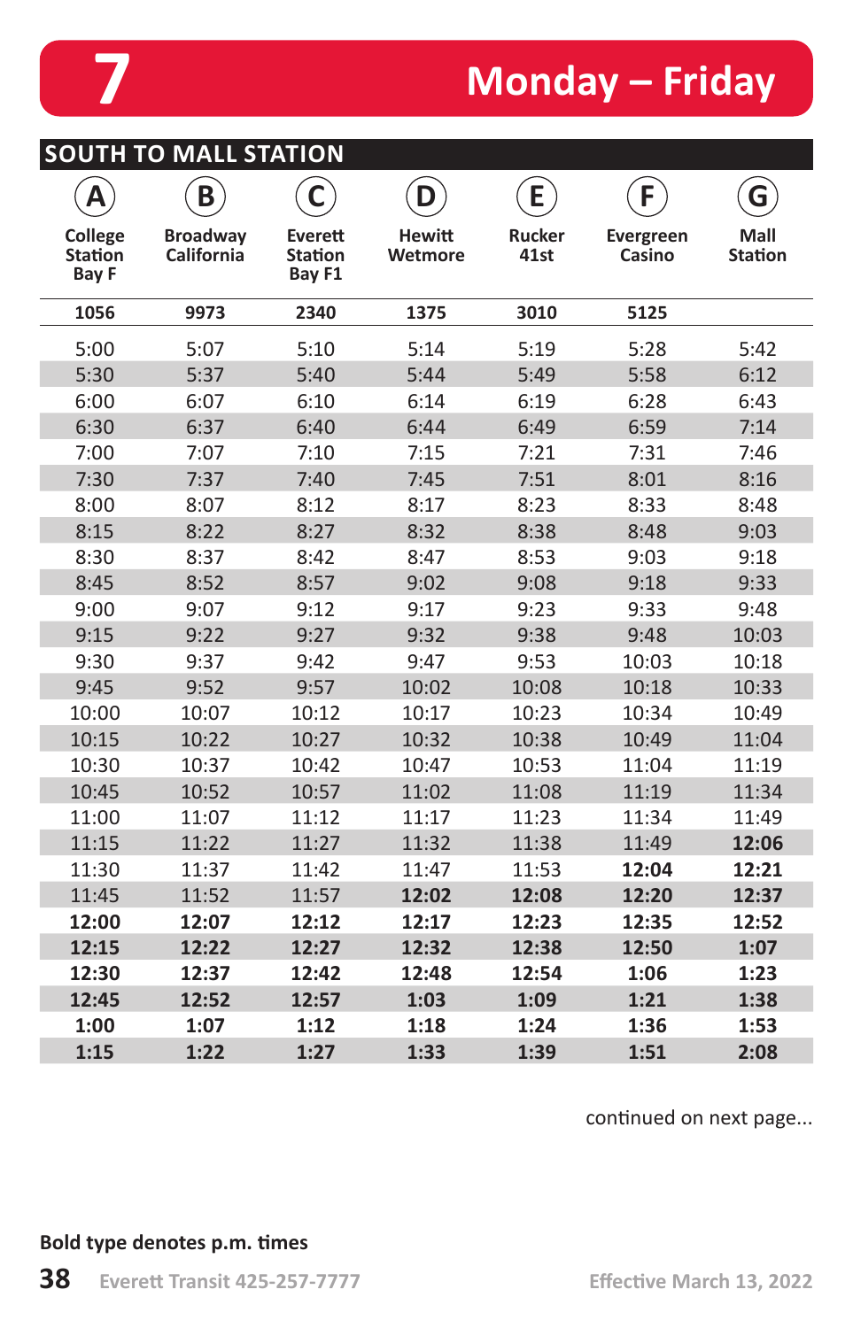# 7 Monday – Friday

## SOUTH TO MALL STATION

| A College Station Bay F | B Broadway California | C Everett Station Bay F1 | D Hewitt Wetmore | E Rucker 41st | F Evergreen Casino | G Mall Station |
|---|---|---|---|---|---|---|
| 1056 | 9973 | 2340 | 1375 | 3010 | 5125 | |
| 5:00 | 5:07 | 5:10 | 5:14 | 5:19 | 5:28 | 5:42 |
| 5:30 | 5:37 | 5:40 | 5:44 | 5:49 | 5:58 | 6:12 |
| 6:00 | 6:07 | 6:10 | 6:14 | 6:19 | 6:28 | 6:43 |
| 6:30 | 6:37 | 6:40 | 6:44 | 6:49 | 6:59 | 7:14 |
| 7:00 | 7:07 | 7:10 | 7:15 | 7:21 | 7:31 | 7:46 |
| 7:30 | 7:37 | 7:40 | 7:45 | 7:51 | 8:01 | 8:16 |
| 8:00 | 8:07 | 8:12 | 8:17 | 8:23 | 8:33 | 8:48 |
| 8:15 | 8:22 | 8:27 | 8:32 | 8:38 | 8:48 | 9:03 |
| 8:30 | 8:37 | 8:42 | 8:47 | 8:53 | 9:03 | 9:18 |
| 8:45 | 8:52 | 8:57 | 9:02 | 9:08 | 9:18 | 9:33 |
| 9:00 | 9:07 | 9:12 | 9:17 | 9:23 | 9:33 | 9:48 |
| 9:15 | 9:22 | 9:27 | 9:32 | 9:38 | 9:48 | 10:03 |
| 9:30 | 9:37 | 9:42 | 9:47 | 9:53 | 10:03 | 10:18 |
| 9:45 | 9:52 | 9:57 | 10:02 | 10:08 | 10:18 | 10:33 |
| 10:00 | 10:07 | 10:12 | 10:17 | 10:23 | 10:34 | 10:49 |
| 10:15 | 10:22 | 10:27 | 10:32 | 10:38 | 10:49 | 11:04 |
| 10:30 | 10:37 | 10:42 | 10:47 | 10:53 | 11:04 | 11:19 |
| 10:45 | 10:52 | 10:57 | 11:02 | 11:08 | 11:19 | 11:34 |
| 11:00 | 11:07 | 11:12 | 11:17 | 11:23 | 11:34 | 11:49 |
| 11:15 | 11:22 | 11:27 | 11:32 | 11:38 | 11:49 | **12:06** |
| 11:30 | 11:37 | 11:42 | 11:47 | 11:53 | **12:04** | **12:21** |
| 11:45 | 11:52 | 11:57 | **12:02** | **12:08** | **12:20** | **12:37** |
| **12:00** | **12:07** | **12:12** | **12:17** | **12:23** | **12:35** | **12:52** |
| **12:15** | **12:22** | **12:27** | **12:32** | **12:38** | **12:50** | **1:07** |
| **12:30** | **12:37** | **12:42** | **12:48** | **12:54** | **1:06** | **1:23** |
| **12:45** | **12:52** | **12:57** | **1:03** | **1:09** | **1:21** | **1:38** |
| **1:00** | **1:07** | **1:12** | **1:18** | **1:24** | **1:36** | **1:53** |
| **1:15** | **1:22** | **1:27** | **1:33** | **1:39** | **1:51** | **2:08** |

continued on next page...

**Bold type denotes p.m. times**

Everett Transit 425-257-7777

Effective March 13, 2022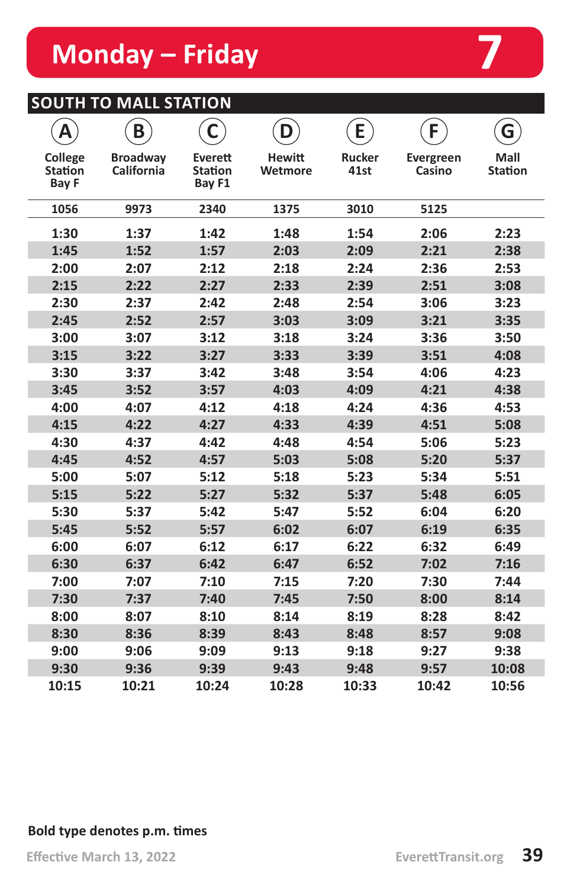# Monday – Friday

# 7

## SOUTH TO MALL STATION

| A College Station Bay F | B Broadway California | C Everett Station Bay F1 | D Hewitt Wetmore | E Rucker 41st | F Evergreen Casino | G Mall Station |
|---|---|---|---|---|---|---|
| 1056 | 9973 | 2340 | 1375 | 3010 | 5125 | |
| **1:30** | **1:37** | **1:42** | **1:48** | **1:54** | **2:06** | **2:23** |
| **1:45** | **1:52** | **1:57** | **2:03** | **2:09** | **2:21** | **2:38** |
| **2:00** | **2:07** | **2:12** | **2:18** | **2:24** | **2:36** | **2:53** |
| **2:15** | **2:22** | **2:27** | **2:33** | **2:39** | **2:51** | **3:08** |
| **2:30** | **2:37** | **2:42** | **2:48** | **2:54** | **3:06** | **3:23** |
| **2:45** | **2:52** | **2:57** | **3:03** | **3:09** | **3:21** | **3:35** |
| **3:00** | **3:07** | **3:12** | **3:18** | **3:24** | **3:36** | **3:50** |
| **3:15** | **3:22** | **3:27** | **3:33** | **3:39** | **3:51** | **4:08** |
| **3:30** | **3:37** | **3:42** | **3:48** | **3:54** | **4:06** | **4:23** |
| **3:45** | **3:52** | **3:57** | **4:03** | **4:09** | **4:21** | **4:38** |
| **4:00** | **4:07** | **4:12** | **4:18** | **4:24** | **4:36** | **4:53** |
| **4:15** | **4:22** | **4:27** | **4:33** | **4:39** | **4:51** | **5:08** |
| **4:30** | **4:37** | **4:42** | **4:48** | **4:54** | **5:06** | **5:23** |
| **4:45** | **4:52** | **4:57** | **5:03** | **5:08** | **5:20** | **5:37** |
| **5:00** | **5:07** | **5:12** | **5:18** | **5:23** | **5:34** | **5:51** |
| **5:15** | **5:22** | **5:27** | **5:32** | **5:37** | **5:48** | **6:05** |
| **5:30** | **5:37** | **5:42** | **5:47** | **5:52** | **6:04** | **6:20** |
| **5:45** | **5:52** | **5:57** | **6:02** | **6:07** | **6:19** | **6:35** |
| **6:00** | **6:07** | **6:12** | **6:17** | **6:22** | **6:32** | **6:49** |
| **6:30** | **6:37** | **6:42** | **6:47** | **6:52** | **7:02** | **7:16** |
| **7:00** | **7:07** | **7:10** | **7:15** | **7:20** | **7:30** | **7:44** |
| **7:30** | **7:37** | **7:40** | **7:45** | **7:50** | **8:00** | **8:14** |
| **8:00** | **8:07** | **8:10** | **8:14** | **8:19** | **8:28** | **8:42** |
| **8:30** | **8:36** | **8:39** | **8:43** | **8:48** | **8:57** | **9:08** |
| **9:00** | **9:06** | **9:09** | **9:13** | **9:18** | **9:27** | **9:38** |
| **9:30** | **9:36** | **9:39** | **9:43** | **9:48** | **9:57** | **10:08** |
| **10:15** | **10:21** | **10:24** | **10:28** | **10:33** | **10:42** | **10:56** |

**Bold type denotes p.m. times**

Effective March 13, 2022

EverettTransit.org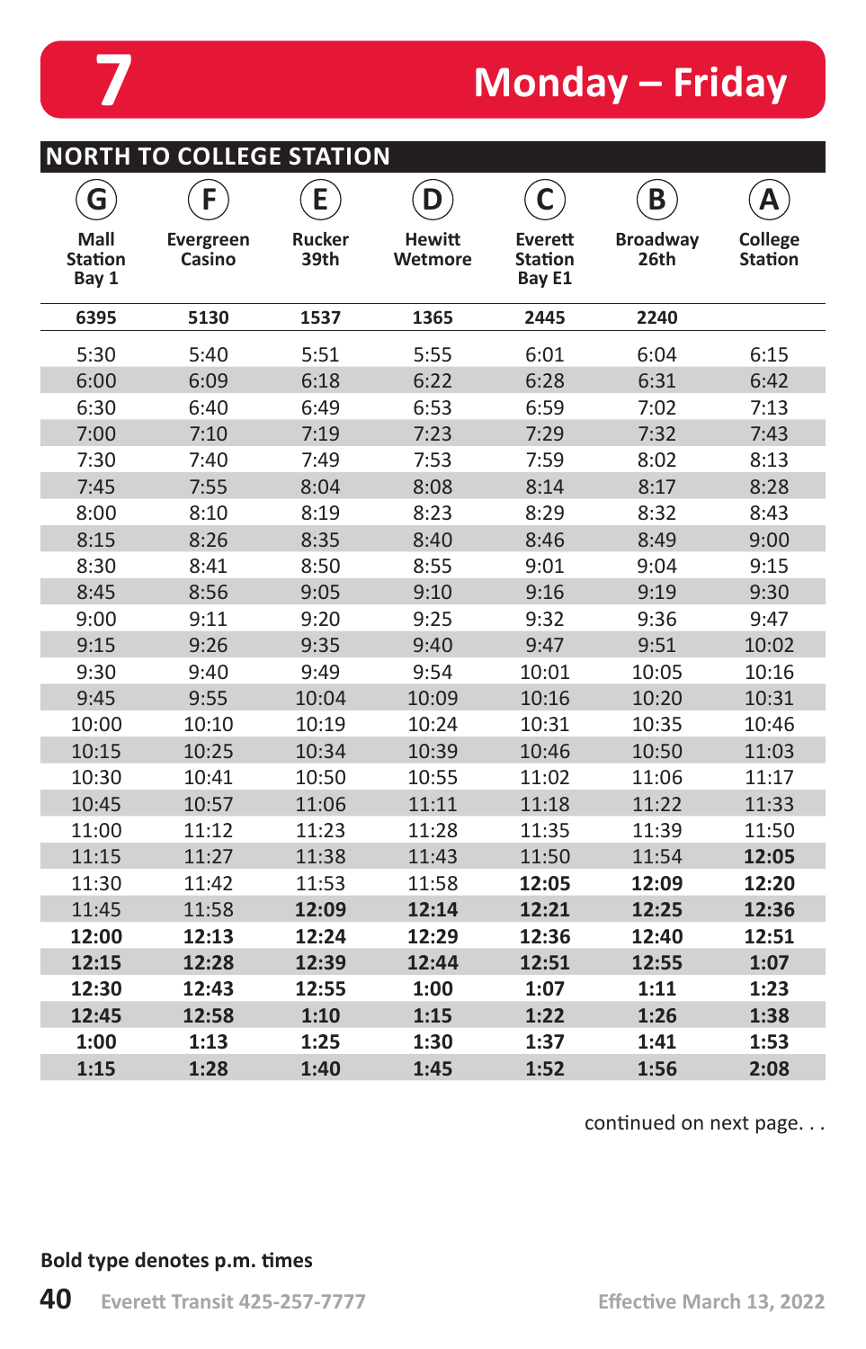# 7 Monday – Friday

## NORTH TO COLLEGE STATION

| G Mall Station Bay 1 | F Evergreen Casino | E Rucker 39th | D Hewitt Wetmore | C Everett Station Bay E1 | B Broadway 26th | A College Station |
|---|---|---|---|---|---|---|
| 6395 | 5130 | 1537 | 1365 | 2445 | 2240 | |
| 5:30 | 5:40 | 5:51 | 5:55 | 6:01 | 6:04 | 6:15 |
| 6:00 | 6:09 | 6:18 | 6:22 | 6:28 | 6:31 | 6:42 |
| 6:30 | 6:40 | 6:49 | 6:53 | 6:59 | 7:02 | 7:13 |
| 7:00 | 7:10 | 7:19 | 7:23 | 7:29 | 7:32 | 7:43 |
| 7:30 | 7:40 | 7:49 | 7:53 | 7:59 | 8:02 | 8:13 |
| 7:45 | 7:55 | 8:04 | 8:08 | 8:14 | 8:17 | 8:28 |
| 8:00 | 8:10 | 8:19 | 8:23 | 8:29 | 8:32 | 8:43 |
| 8:15 | 8:26 | 8:35 | 8:40 | 8:46 | 8:49 | 9:00 |
| 8:30 | 8:41 | 8:50 | 8:55 | 9:01 | 9:04 | 9:15 |
| 8:45 | 8:56 | 9:05 | 9:10 | 9:16 | 9:19 | 9:30 |
| 9:00 | 9:11 | 9:20 | 9:25 | 9:32 | 9:36 | 9:47 |
| 9:15 | 9:26 | 9:35 | 9:40 | 9:47 | 9:51 | 10:02 |
| 9:30 | 9:40 | 9:49 | 9:54 | 10:01 | 10:05 | 10:16 |
| 9:45 | 9:55 | 10:04 | 10:09 | 10:16 | 10:20 | 10:31 |
| 10:00 | 10:10 | 10:19 | 10:24 | 10:31 | 10:35 | 10:46 |
| 10:15 | 10:25 | 10:34 | 10:39 | 10:46 | 10:50 | 11:03 |
| 10:30 | 10:41 | 10:50 | 10:55 | 11:02 | 11:06 | 11:17 |
| 10:45 | 10:57 | 11:06 | 11:11 | 11:18 | 11:22 | 11:33 |
| 11:00 | 11:12 | 11:23 | 11:28 | 11:35 | 11:39 | 11:50 |
| 11:15 | 11:27 | 11:38 | 11:43 | 11:50 | 11:54 | **12:05** |
| 11:30 | 11:42 | 11:53 | 11:58 | **12:05** | **12:09** | **12:20** |
| 11:45 | 11:58 | **12:09** | **12:14** | **12:21** | **12:25** | **12:36** |
| **12:00** | **12:13** | **12:24** | **12:29** | **12:36** | **12:40** | **12:51** |
| **12:15** | **12:28** | **12:39** | **12:44** | **12:51** | **12:55** | **1:07** |
| **12:30** | **12:43** | **12:55** | **1:00** | **1:07** | **1:11** | **1:23** |
| **12:45** | **12:58** | **1:10** | **1:15** | **1:22** | **1:26** | **1:38** |
| **1:00** | **1:13** | **1:25** | **1:30** | **1:37** | **1:41** | **1:53** |
| **1:15** | **1:28** | **1:40** | **1:45** | **1:52** | **1:56** | **2:08** |

continued on next page. . .

**Bold type denotes p.m. times**

Everett Transit 425-257-7777

Effective March 13, 2022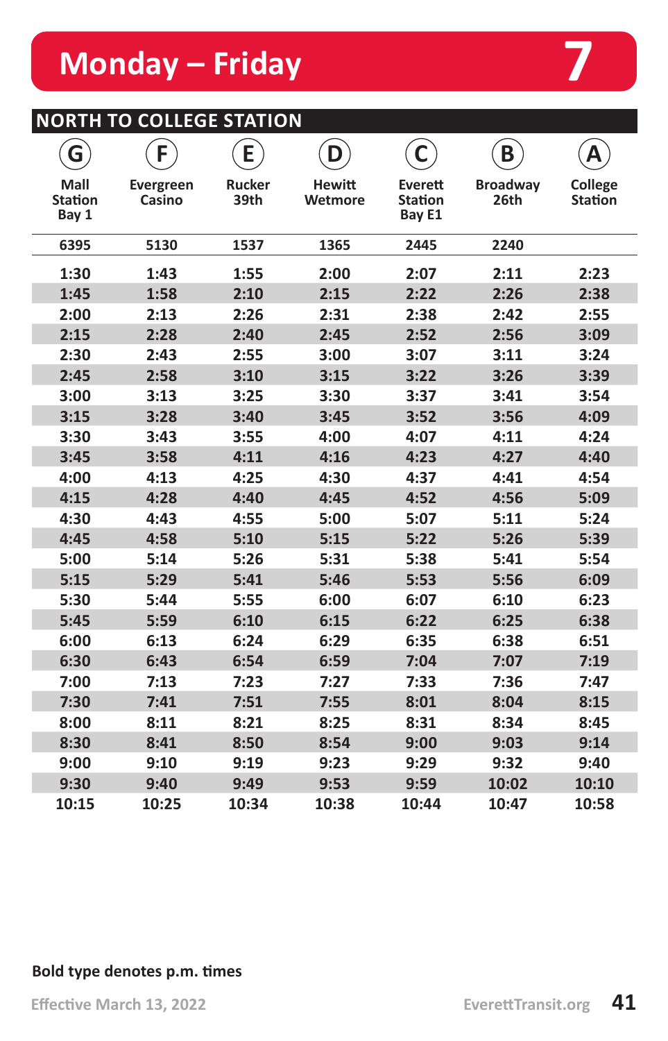# Monday – Friday

7

## NORTH TO COLLEGE STATION

| G<br>Mall Station Bay 1 | F<br>Evergreen Casino | E<br>Rucker 39th | D<br>Hewitt Wetmore | C<br>Everett Station Bay E1 | B<br>Broadway 26th | A<br>College Station |
|---|---|---|---|---|---|---|
| 6395 | 5130 | 1537 | 1365 | 2445 | 2240 | |
| **1:30** | **1:43** | **1:55** | **2:00** | **2:07** | **2:11** | **2:23** |
| **1:45** | **1:58** | **2:10** | **2:15** | **2:22** | **2:26** | **2:38** |
| **2:00** | **2:13** | **2:26** | **2:31** | **2:38** | **2:42** | **2:55** |
| **2:15** | **2:28** | **2:40** | **2:45** | **2:52** | **2:56** | **3:09** |
| **2:30** | **2:43** | **2:55** | **3:00** | **3:07** | **3:11** | **3:24** |
| **2:45** | **2:58** | **3:10** | **3:15** | **3:22** | **3:26** | **3:39** |
| **3:00** | **3:13** | **3:25** | **3:30** | **3:37** | **3:41** | **3:54** |
| **3:15** | **3:28** | **3:40** | **3:45** | **3:52** | **3:56** | **4:09** |
| **3:30** | **3:43** | **3:55** | **4:00** | **4:07** | **4:11** | **4:24** |
| **3:45** | **3:58** | **4:11** | **4:16** | **4:23** | **4:27** | **4:40** |
| **4:00** | **4:13** | **4:25** | **4:30** | **4:37** | **4:41** | **4:54** |
| **4:15** | **4:28** | **4:40** | **4:45** | **4:52** | **4:56** | **5:09** |
| **4:30** | **4:43** | **4:55** | **5:00** | **5:07** | **5:11** | **5:24** |
| **4:45** | **4:58** | **5:10** | **5:15** | **5:22** | **5:26** | **5:39** |
| **5:00** | **5:14** | **5:26** | **5:31** | **5:38** | **5:41** | **5:54** |
| **5:15** | **5:29** | **5:41** | **5:46** | **5:53** | **5:56** | **6:09** |
| **5:30** | **5:44** | **5:55** | **6:00** | **6:07** | **6:10** | **6:23** |
| **5:45** | **5:59** | **6:10** | **6:15** | **6:22** | **6:25** | **6:38** |
| **6:00** | **6:13** | **6:24** | **6:29** | **6:35** | **6:38** | **6:51** |
| **6:30** | **6:43** | **6:54** | **6:59** | **7:04** | **7:07** | **7:19** |
| **7:00** | **7:13** | **7:23** | **7:27** | **7:33** | **7:36** | **7:47** |
| **7:30** | **7:41** | **7:51** | **7:55** | **8:01** | **8:04** | **8:15** |
| **8:00** | **8:11** | **8:21** | **8:25** | **8:31** | **8:34** | **8:45** |
| **8:30** | **8:41** | **8:50** | **8:54** | **9:00** | **9:03** | **9:14** |
| **9:00** | **9:10** | **9:19** | **9:23** | **9:29** | **9:32** | **9:40** |
| **9:30** | **9:40** | **9:49** | **9:53** | **9:59** | **10:02** | **10:10** |
| **10:15** | **10:25** | **10:34** | **10:38** | **10:44** | **10:47** | **10:58** |

**Bold type denotes p.m. times**

Effective March 13, 2022

EverettTransit.org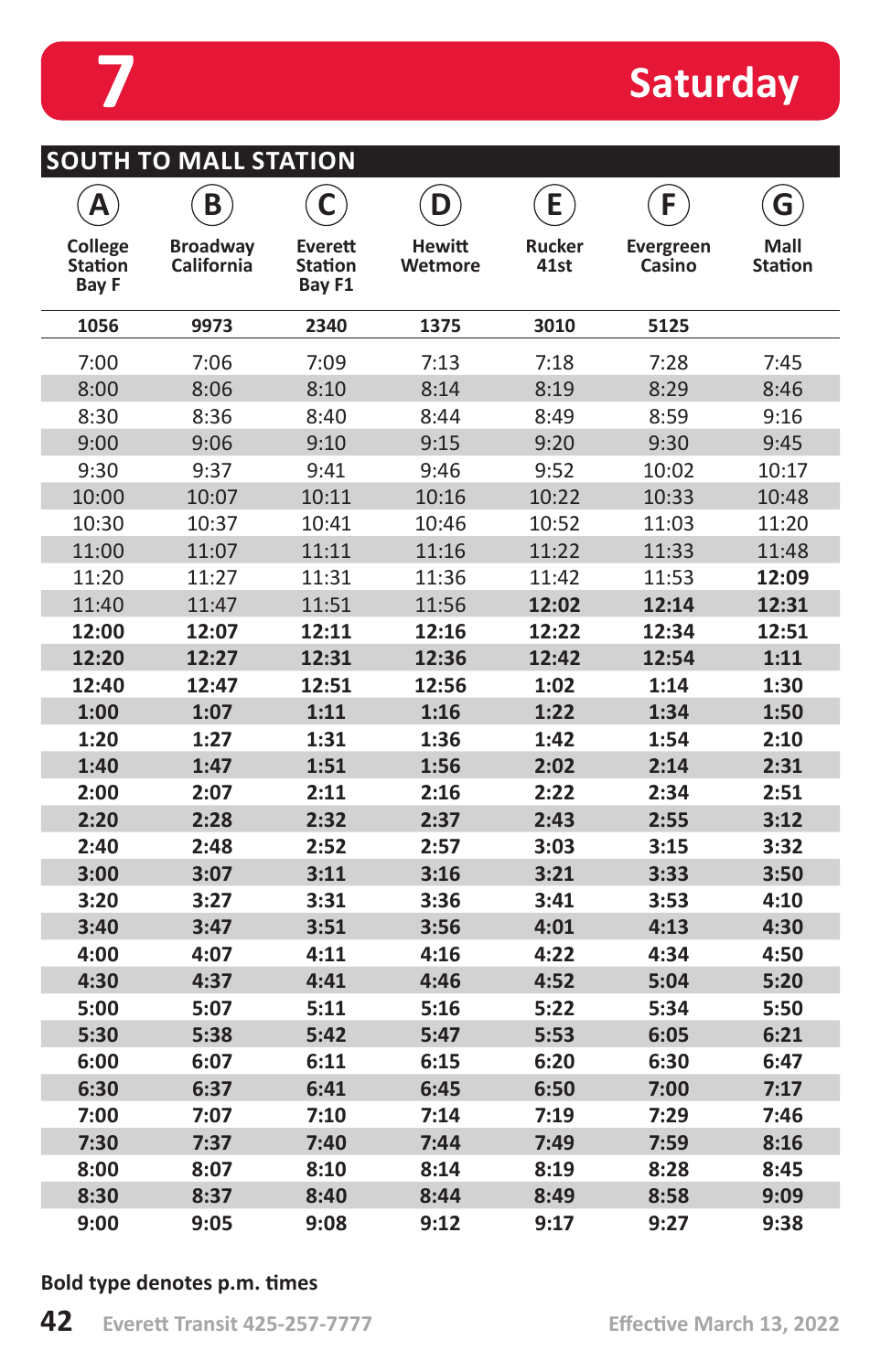# 7 Saturday

## SOUTH TO MALL STATION

| A College Station Bay F | B Broadway California | C Everett Station Bay F1 | D Hewitt Wetmore | E Rucker 41st | F Evergreen Casino | G Mall Station |
|---|---|---|---|---|---|---|
| 1056 | 9973 | 2340 | 1375 | 3010 | 5125 | |
| 7:00 | 7:06 | 7:09 | 7:13 | 7:18 | 7:28 | 7:45 |
| 8:00 | 8:06 | 8:10 | 8:14 | 8:19 | 8:29 | 8:46 |
| 8:30 | 8:36 | 8:40 | 8:44 | 8:49 | 8:59 | 9:16 |
| 9:00 | 9:06 | 9:10 | 9:15 | 9:20 | 9:30 | 9:45 |
| 9:30 | 9:37 | 9:41 | 9:46 | 9:52 | 10:02 | 10:17 |
| 10:00 | 10:07 | 10:11 | 10:16 | 10:22 | 10:33 | 10:48 |
| 10:30 | 10:37 | 10:41 | 10:46 | 10:52 | 11:03 | 11:20 |
| 11:00 | 11:07 | 11:11 | 11:16 | 11:22 | 11:33 | 11:48 |
| 11:20 | 11:27 | 11:31 | 11:36 | 11:42 | 11:53 | **12:09** |
| 11:40 | 11:47 | 11:51 | 11:56 | **12:02** | **12:14** | **12:31** |
| **12:00** | **12:07** | **12:11** | **12:16** | **12:22** | **12:34** | **12:51** |
| **12:20** | **12:27** | **12:31** | **12:36** | **12:42** | **12:54** | **1:11** |
| **12:40** | **12:47** | **12:51** | **12:56** | **1:02** | **1:14** | **1:30** |
| **1:00** | **1:07** | **1:11** | **1:16** | **1:22** | **1:34** | **1:50** |
| **1:20** | **1:27** | **1:31** | **1:36** | **1:42** | **1:54** | **2:10** |
| **1:40** | **1:47** | **1:51** | **1:56** | **2:02** | **2:14** | **2:31** |
| **2:00** | **2:07** | **2:11** | **2:16** | **2:22** | **2:34** | **2:51** |
| **2:20** | **2:28** | **2:32** | **2:37** | **2:43** | **2:55** | **3:12** |
| **2:40** | **2:48** | **2:52** | **2:57** | **3:03** | **3:15** | **3:32** |
| **3:00** | **3:07** | **3:11** | **3:16** | **3:21** | **3:33** | **3:50** |
| **3:20** | **3:27** | **3:31** | **3:36** | **3:41** | **3:53** | **4:10** |
| **3:40** | **3:47** | **3:51** | **3:56** | **4:01** | **4:13** | **4:30** |
| **4:00** | **4:07** | **4:11** | **4:16** | **4:22** | **4:34** | **4:50** |
| **4:30** | **4:37** | **4:41** | **4:46** | **4:52** | **5:04** | **5:20** |
| **5:00** | **5:07** | **5:11** | **5:16** | **5:22** | **5:34** | **5:50** |
| **5:30** | **5:38** | **5:42** | **5:47** | **5:53** | **6:05** | **6:21** |
| **6:00** | **6:07** | **6:11** | **6:15** | **6:20** | **6:30** | **6:47** |
| **6:30** | **6:37** | **6:41** | **6:45** | **6:50** | **7:00** | **7:17** |
| **7:00** | **7:07** | **7:10** | **7:14** | **7:19** | **7:29** | **7:46** |
| **7:30** | **7:37** | **7:40** | **7:44** | **7:49** | **7:59** | **8:16** |
| **8:00** | **8:07** | **8:10** | **8:14** | **8:19** | **8:28** | **8:45** |
| **8:30** | **8:37** | **8:40** | **8:44** | **8:49** | **8:58** | **9:09** |
| **9:00** | **9:05** | **9:08** | **9:12** | **9:17** | **9:27** | **9:38** |

**Bold type denotes p.m. times**

Everett Transit 425-257-7777

Effective March 13, 2022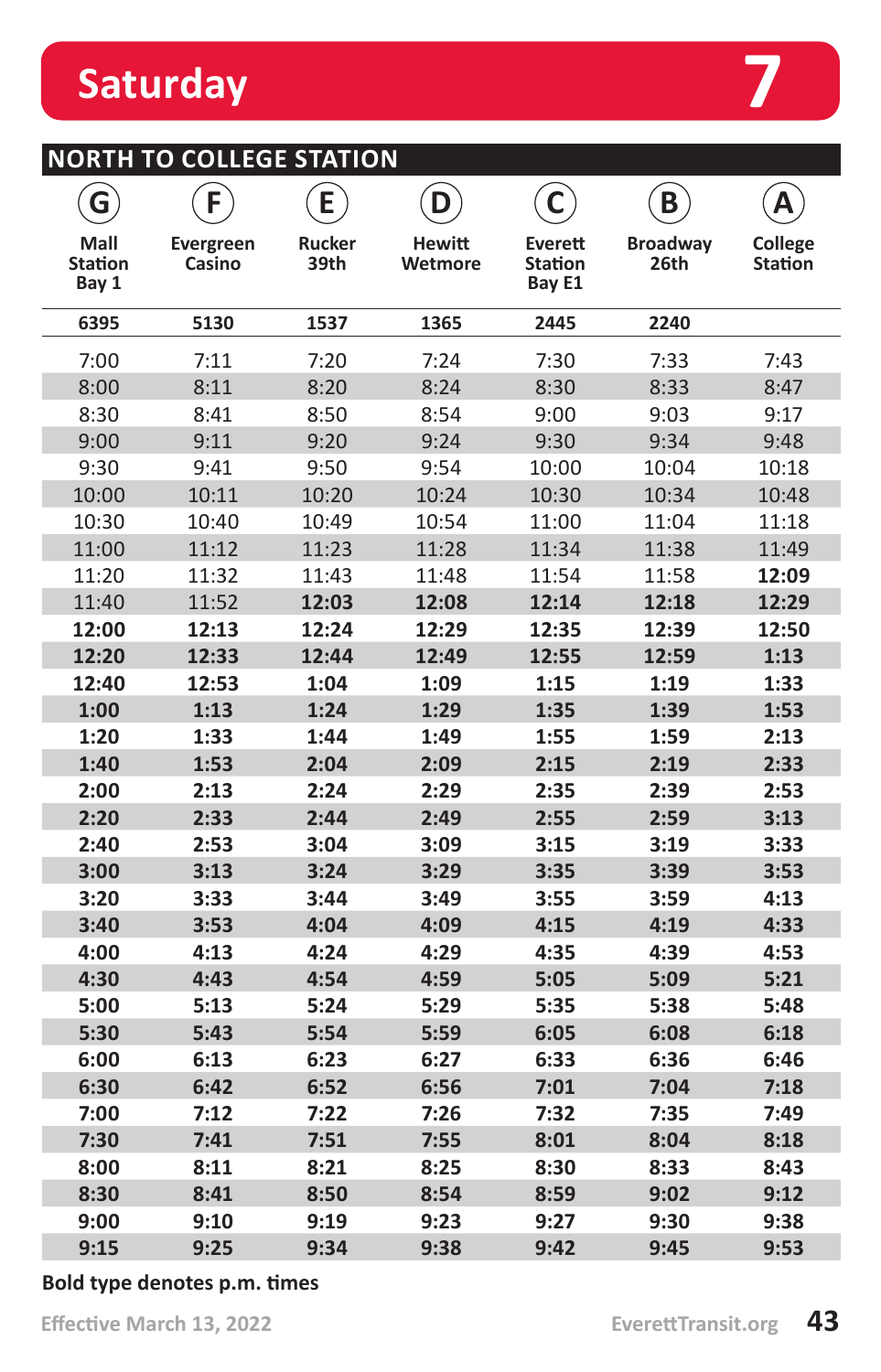# Saturday 7

## NORTH TO COLLEGE STATION

| G Mall Station Bay 1 | F Evergreen Casino | E Rucker 39th | D Hewitt Wetmore | C Everett Station Bay E1 | B Broadway 26th | A College Station |
|---|---|---|---|---|---|---|
| 6395 | 5130 | 1537 | 1365 | 2445 | 2240 | |
| 7:00 | 7:11 | 7:20 | 7:24 | 7:30 | 7:33 | 7:43 |
| 8:00 | 8:11 | 8:20 | 8:24 | 8:30 | 8:33 | 8:47 |
| 8:30 | 8:41 | 8:50 | 8:54 | 9:00 | 9:03 | 9:17 |
| 9:00 | 9:11 | 9:20 | 9:24 | 9:30 | 9:34 | 9:48 |
| 9:30 | 9:41 | 9:50 | 9:54 | 10:00 | 10:04 | 10:18 |
| 10:00 | 10:11 | 10:20 | 10:24 | 10:30 | 10:34 | 10:48 |
| 10:30 | 10:40 | 10:49 | 10:54 | 11:00 | 11:04 | 11:18 |
| 11:00 | 11:12 | 11:23 | 11:28 | 11:34 | 11:38 | 11:49 |
| 11:20 | 11:32 | 11:43 | 11:48 | 11:54 | 11:58 | **12:09** |
| 11:40 | 11:52 | **12:03** | **12:08** | **12:14** | **12:18** | **12:29** |
| **12:00** | **12:13** | **12:24** | **12:29** | **12:35** | **12:39** | **12:50** |
| **12:20** | **12:33** | **12:44** | **12:49** | **12:55** | **12:59** | **1:13** |
| **12:40** | **12:53** | **1:04** | **1:09** | **1:15** | **1:19** | **1:33** |
| **1:00** | **1:13** | **1:24** | **1:29** | **1:35** | **1:39** | **1:53** |
| **1:20** | **1:33** | **1:44** | **1:49** | **1:55** | **1:59** | **2:13** |
| **1:40** | **1:53** | **2:04** | **2:09** | **2:15** | **2:19** | **2:33** |
| **2:00** | **2:13** | **2:24** | **2:29** | **2:35** | **2:39** | **2:53** |
| **2:20** | **2:33** | **2:44** | **2:49** | **2:55** | **2:59** | **3:13** |
| **2:40** | **2:53** | **3:04** | **3:09** | **3:15** | **3:19** | **3:33** |
| **3:00** | **3:13** | **3:24** | **3:29** | **3:35** | **3:39** | **3:53** |
| **3:20** | **3:33** | **3:44** | **3:49** | **3:55** | **3:59** | **4:13** |
| **3:40** | **3:53** | **4:04** | **4:09** | **4:15** | **4:19** | **4:33** |
| **4:00** | **4:13** | **4:24** | **4:29** | **4:35** | **4:39** | **4:53** |
| **4:30** | **4:43** | **4:54** | **4:59** | **5:05** | **5:09** | **5:21** |
| **5:00** | **5:13** | **5:24** | **5:29** | **5:35** | **5:38** | **5:48** |
| **5:30** | **5:43** | **5:54** | **5:59** | **6:05** | **6:08** | **6:18** |
| **6:00** | **6:13** | **6:23** | **6:27** | **6:33** | **6:36** | **6:46** |
| **6:30** | **6:42** | **6:52** | **6:56** | **7:01** | **7:04** | **7:18** |
| **7:00** | **7:12** | **7:22** | **7:26** | **7:32** | **7:35** | **7:49** |
| **7:30** | **7:41** | **7:51** | **7:55** | **8:01** | **8:04** | **8:18** |
| **8:00** | **8:11** | **8:21** | **8:25** | **8:30** | **8:33** | **8:43** |
| **8:30** | **8:41** | **8:50** | **8:54** | **8:59** | **9:02** | **9:12** |
| **9:00** | **9:10** | **9:19** | **9:23** | **9:27** | **9:30** | **9:38** |
| **9:15** | **9:25** | **9:34** | **9:38** | **9:42** | **9:45** | **9:53** |

**Bold type denotes p.m. times**

Effective March 13, 2022

EverettTransit.org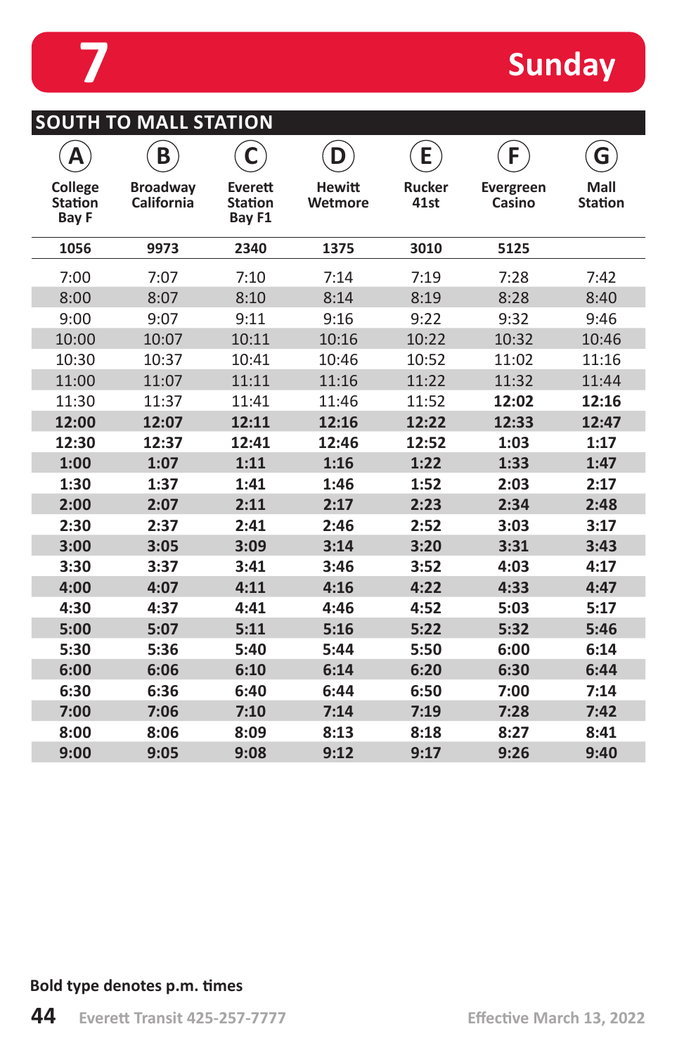# 7 Sunday

## SOUTH TO MALL STATION

| A College Station Bay F | B Broadway California | C Everett Station Bay F1 | D Hewitt Wetmore | E Rucker 41st | F Evergreen Casino | G Mall Station |
|---|---|---|---|---|---|---|
| 1056 | 9973 | 2340 | 1375 | 3010 | 5125 | |
| 7:00 | 7:07 | 7:10 | 7:14 | 7:19 | 7:28 | 7:42 |
| 8:00 | 8:07 | 8:10 | 8:14 | 8:19 | 8:28 | 8:40 |
| 9:00 | 9:07 | 9:11 | 9:16 | 9:22 | 9:32 | 9:46 |
| 10:00 | 10:07 | 10:11 | 10:16 | 10:22 | 10:32 | 10:46 |
| 10:30 | 10:37 | 10:41 | 10:46 | 10:52 | 11:02 | 11:16 |
| 11:00 | 11:07 | 11:11 | 11:16 | 11:22 | 11:32 | 11:44 |
| 11:30 | 11:37 | 11:41 | 11:46 | 11:52 | **12:02** | **12:16** |
| **12:00** | **12:07** | **12:11** | **12:16** | **12:22** | **12:33** | **12:47** |
| **12:30** | **12:37** | **12:41** | **12:46** | **12:52** | **1:03** | **1:17** |
| **1:00** | **1:07** | **1:11** | **1:16** | **1:22** | **1:33** | **1:47** |
| **1:30** | **1:37** | **1:41** | **1:46** | **1:52** | **2:03** | **2:17** |
| **2:00** | **2:07** | **2:11** | **2:17** | **2:23** | **2:34** | **2:48** |
| **2:30** | **2:37** | **2:41** | **2:46** | **2:52** | **3:03** | **3:17** |
| **3:00** | **3:05** | **3:09** | **3:14** | **3:20** | **3:31** | **3:43** |
| **3:30** | **3:37** | **3:41** | **3:46** | **3:52** | **4:03** | **4:17** |
| **4:00** | **4:07** | **4:11** | **4:16** | **4:22** | **4:33** | **4:47** |
| **4:30** | **4:37** | **4:41** | **4:46** | **4:52** | **5:03** | **5:17** |
| **5:00** | **5:07** | **5:11** | **5:16** | **5:22** | **5:32** | **5:46** |
| **5:30** | **5:36** | **5:40** | **5:44** | **5:50** | **6:00** | **6:14** |
| **6:00** | **6:06** | **6:10** | **6:14** | **6:20** | **6:30** | **6:44** |
| **6:30** | **6:36** | **6:40** | **6:44** | **6:50** | **7:00** | **7:14** |
| **7:00** | **7:06** | **7:10** | **7:14** | **7:19** | **7:28** | **7:42** |
| **8:00** | **8:06** | **8:09** | **8:13** | **8:18** | **8:27** | **8:41** |
| **9:00** | **9:05** | **9:08** | **9:12** | **9:17** | **9:26** | **9:40** |

**Bold type denotes p.m. times**

Everett Transit 425-257-7777 Effective March 13, 2022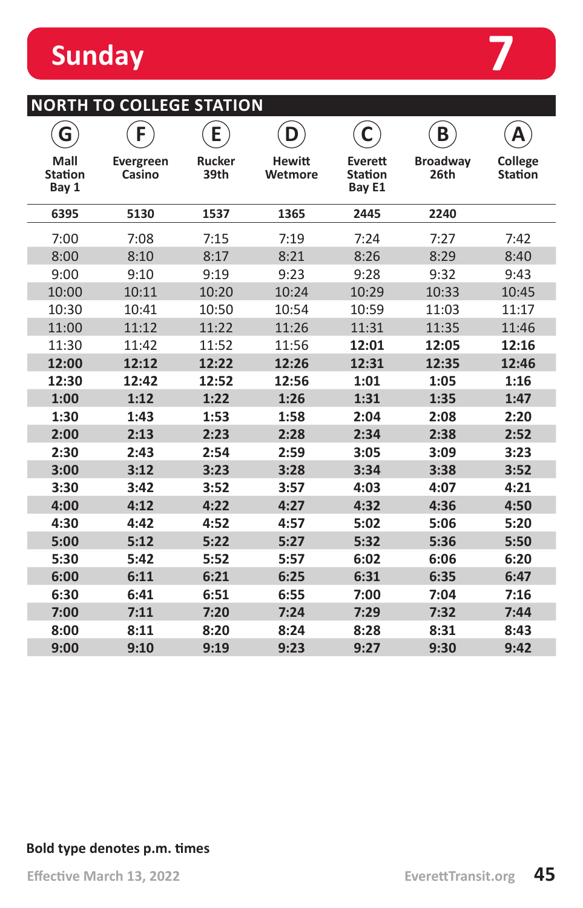# Sunday 7

## NORTH TO COLLEGE STATION

| G Mall Station Bay 1 | F Evergreen Casino | E Rucker 39th | D Hewitt Wetmore | C Everett Station Bay E1 | B Broadway 26th | A College Station |
|---|---|---|---|---|---|---|
| 6395 | 5130 | 1537 | 1365 | 2445 | 2240 | |
| 7:00 | 7:08 | 7:15 | 7:19 | 7:24 | 7:27 | 7:42 |
| 8:00 | 8:10 | 8:17 | 8:21 | 8:26 | 8:29 | 8:40 |
| 9:00 | 9:10 | 9:19 | 9:23 | 9:28 | 9:32 | 9:43 |
| 10:00 | 10:11 | 10:20 | 10:24 | 10:29 | 10:33 | 10:45 |
| 10:30 | 10:41 | 10:50 | 10:54 | 10:59 | 11:03 | 11:17 |
| 11:00 | 11:12 | 11:22 | 11:26 | 11:31 | 11:35 | 11:46 |
| 11:30 | 11:42 | 11:52 | 11:56 | **12:01** | **12:05** | **12:16** |
| **12:00** | **12:12** | **12:22** | **12:26** | **12:31** | **12:35** | **12:46** |
| **12:30** | **12:42** | **12:52** | **12:56** | **1:01** | **1:05** | **1:16** |
| **1:00** | **1:12** | **1:22** | **1:26** | **1:31** | **1:35** | **1:47** |
| **1:30** | **1:43** | **1:53** | **1:58** | **2:04** | **2:08** | **2:20** |
| **2:00** | **2:13** | **2:23** | **2:28** | **2:34** | **2:38** | **2:52** |
| **2:30** | **2:43** | **2:54** | **2:59** | **3:05** | **3:09** | **3:23** |
| **3:00** | **3:12** | **3:23** | **3:28** | **3:34** | **3:38** | **3:52** |
| **3:30** | **3:42** | **3:52** | **3:57** | **4:03** | **4:07** | **4:21** |
| **4:00** | **4:12** | **4:22** | **4:27** | **4:32** | **4:36** | **4:50** |
| **4:30** | **4:42** | **4:52** | **4:57** | **5:02** | **5:06** | **5:20** |
| **5:00** | **5:12** | **5:22** | **5:27** | **5:32** | **5:36** | **5:50** |
| **5:30** | **5:42** | **5:52** | **5:57** | **6:02** | **6:06** | **6:20** |
| **6:00** | **6:11** | **6:21** | **6:25** | **6:31** | **6:35** | **6:47** |
| **6:30** | **6:41** | **6:51** | **6:55** | **7:00** | **7:04** | **7:16** |
| **7:00** | **7:11** | **7:20** | **7:24** | **7:29** | **7:32** | **7:44** |
| **8:00** | **8:11** | **8:20** | **8:24** | **8:28** | **8:31** | **8:43** |
| **9:00** | **9:10** | **9:19** | **9:23** | **9:27** | **9:30** | **9:42** |

**Bold type denotes p.m. times**

Effective March 13, 2022

EverettTransit.org